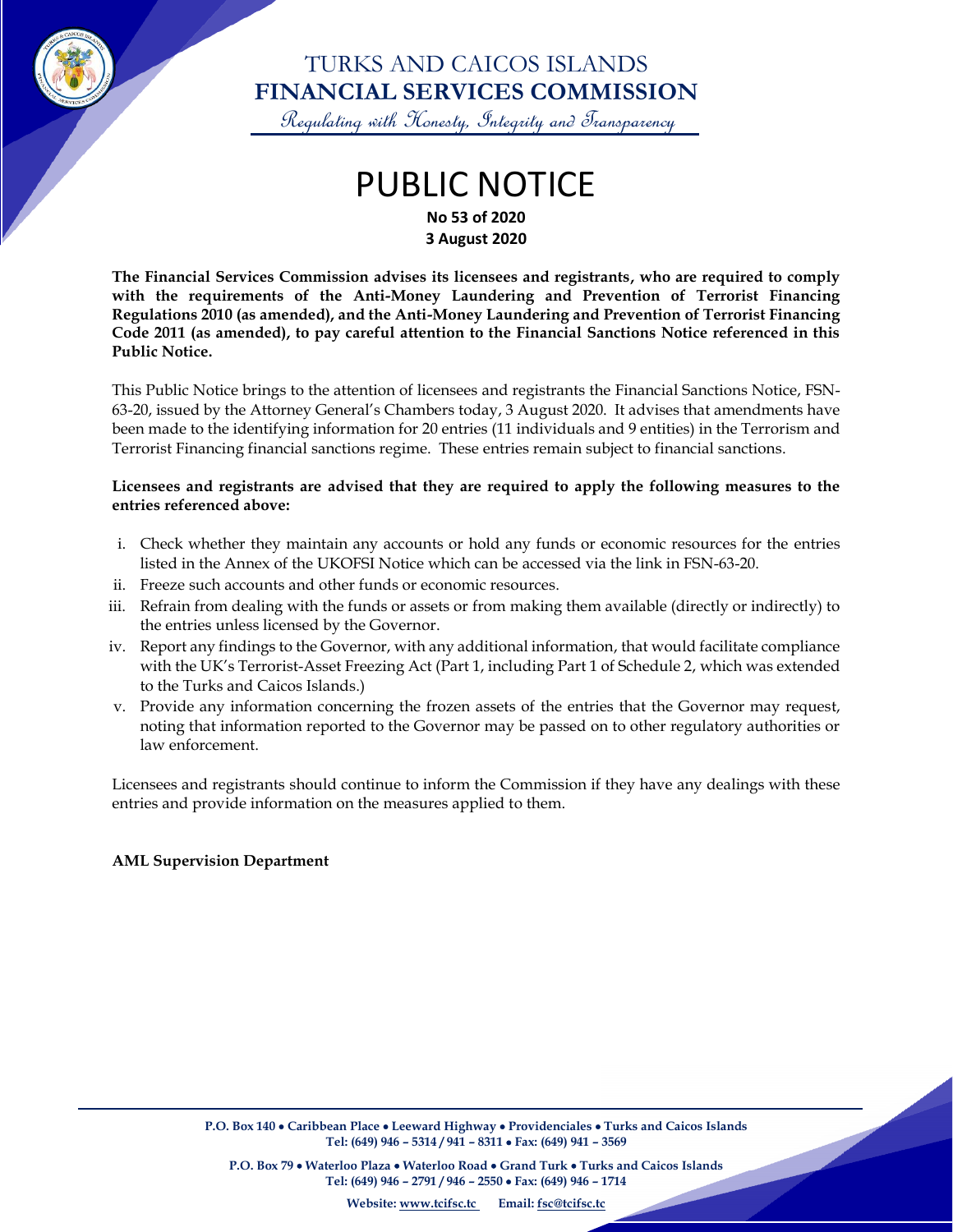# TURKS AND CAICOS ISLANDS
# FINANCIAL SERVICES COMMISSION

*Regulating with Honesty, Integrity and Transparency*

# PUBLIC NOTICE

**No 53 of 2020**
**3 August 2020**

**The Financial Services Commission advises its licensees and registrants, who are required to comply with the requirements of the Anti-Money Laundering and Prevention of Terrorist Financing Regulations 2010 (as amended), and the Anti-Money Laundering and Prevention of Terrorist Financing Code 2011 (as amended), to pay careful attention to the Financial Sanctions Notice referenced in this Public Notice.**

This Public Notice brings to the attention of licensees and registrants the Financial Sanctions Notice, FSN-63-20, issued by the Attorney General's Chambers today, 3 August 2020. It advises that amendments have been made to the identifying information for 20 entries (11 individuals and 9 entities) in the Terrorism and Terrorist Financing financial sanctions regime. These entries remain subject to financial sanctions.

**Licensees and registrants are advised that they are required to apply the following measures to the entries referenced above:**

i. Check whether they maintain any accounts or hold any funds or economic resources for the entries listed in the Annex of the UKOFSI Notice which can be accessed via the link in FSN-63-20.
ii. Freeze such accounts and other funds or economic resources.
iii. Refrain from dealing with the funds or assets or from making them available (directly or indirectly) to the entries unless licensed by the Governor.
iv. Report any findings to the Governor, with any additional information, that would facilitate compliance with the UK's Terrorist-Asset Freezing Act (Part 1, including Part 1 of Schedule 2, which was extended to the Turks and Caicos Islands.)
v. Provide any information concerning the frozen assets of the entries that the Governor may request, noting that information reported to the Governor may be passed on to other regulatory authorities or law enforcement.

Licensees and registrants should continue to inform the Commission if they have any dealings with these entries and provide information on the measures applied to them.

**AML Supervision Department**

**P.O. Box 140 • Caribbean Place • Leeward Highway • Providenciales • Turks and Caicos Islands**
**Tel: (649) 946 – 5314 / 941 – 8311 • Fax: (649) 941 – 3569**

**P.O. Box 79 • Waterloo Plaza • Waterloo Road • Grand Turk • Turks and Caicos Islands**
**Tel: (649) 946 – 2791 / 946 – 2550 • Fax: (649) 946 – 1714**

**Website: www.tcifsc.tc Email: fsc@tcifsc.tc**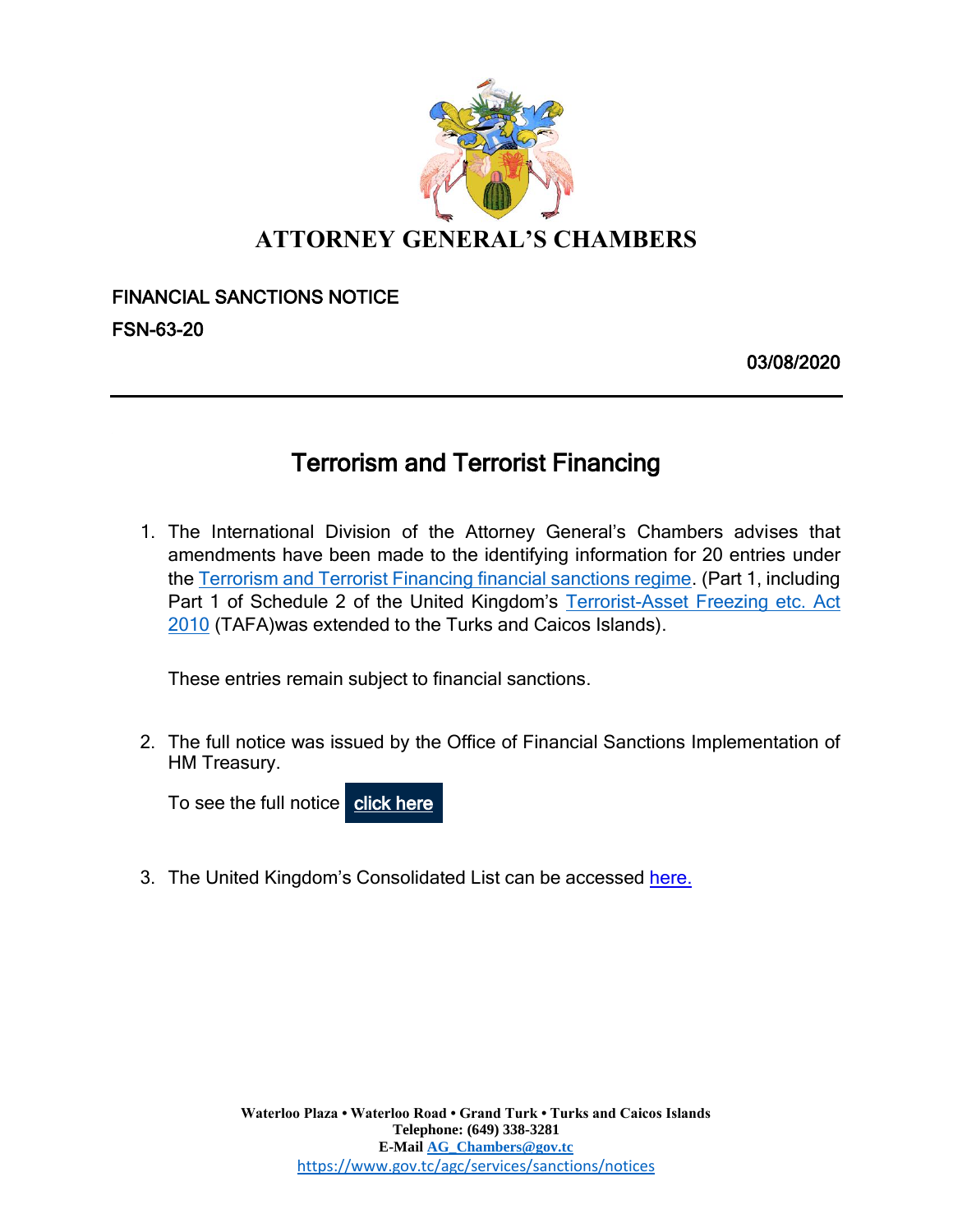# ATTORNEY GENERAL'S CHAMBERS

**FINANCIAL SANCTIONS NOTICE**

**FSN-63-20**

**03/08/2020**

---

## Terrorism and Terrorist Financing

1. The International Division of the Attorney General's Chambers advises that amendments have been made to the identifying information for 20 entries under the Terrorism and Terrorist Financing financial sanctions regime. (Part 1, including Part 1 of Schedule 2 of the United Kingdom's Terrorist-Asset Freezing etc. Act 2010 (TAFA)was extended to the Turks and Caicos Islands).

   These entries remain subject to financial sanctions.

2. The full notice was issued by the Office of Financial Sanctions Implementation of HM Treasury.

   To see the full notice **click here**

3. The United Kingdom's Consolidated List can be accessed here.

**Waterloo Plaza • Waterloo Road • Grand Turk • Turks and Caicos Islands**
**Telephone: (649) 338-3281**
**E-Mail AG_Chambers@gov.tc**
https://www.gov.tc/agc/services/sanctions/notices